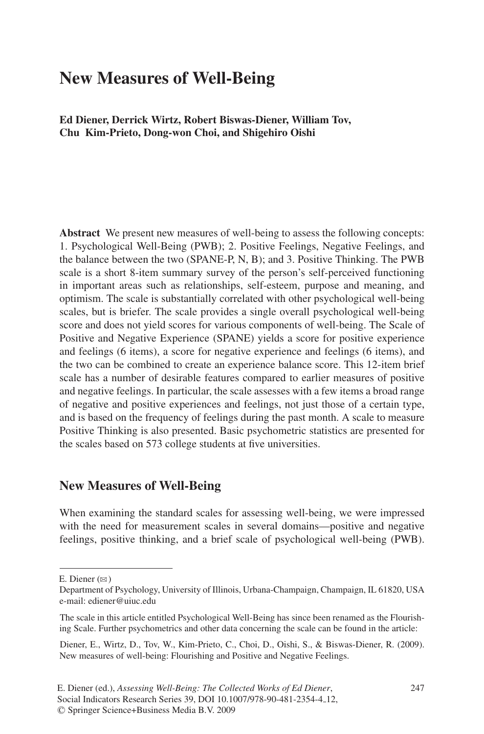# New Measures of Well-Being

**Ed Diener, Derrick Wirtz, Robert Biswas-Diener, William Tov, Chu Kim-Prieto, Dong-won Choi, and Shigehiro Oishi**

**Abstract** We present new measures of well-being to assess the following concepts: 1. Psychological Well-Being (PWB); 2. Positive Feelings, Negative Feelings, and the balance between the two (SPANE-P, N, B); and 3. Positive Thinking. The PWB scale is a short 8-item summary survey of the person's self-perceived functioning in important areas such as relationships, self-esteem, purpose and meaning, and optimism. The scale is substantially correlated with other psychological well-being scales, but is briefer. The scale provides a single overall psychological well-being score and does not yield scores for various components of well-being. The Scale of Positive and Negative Experience (SPANE) yields a score for positive experience and feelings (6 items), a score for negative experience and feelings (6 items), and the two can be combined to create an experience balance score. This 12-item brief scale has a number of desirable features compared to earlier measures of positive and negative feelings. In particular, the scale assesses with a few items a broad range of negative and positive experiences and feelings, not just those of a certain type, and is based on the frequency of feelings during the past month. A scale to measure Positive Thinking is also presented. Basic psychometric statistics are presented for the scales based on 573 college students at five universities.

## New Measures of Well-Being

When examining the standard scales for assessing well-being, we were impressed with the need for measurement scales in several domains—positive and negative feelings, positive thinking, and a brief scale of psychological well-being (PWB).

---

E. Diener (✉)
Department of Psychology, University of Illinois, Urbana-Champaign, Champaign, IL 61820, USA
e-mail: ediener@uiuc.edu

The scale in this article entitled Psychological Well-Being has since been renamed as the Flourishing Scale. Further psychometrics and other data concerning the scale can be found in the article:

Diener, E., Wirtz, D., Tov, W., Kim-Prieto, C., Choi, D., Oishi, S., & Biswas-Diener, R. (2009). New measures of well-being: Flourishing and Positive and Negative Feelings.

E. Diener (ed.), *Assessing Well-Being: The Collected Works of Ed Diener*, Social Indicators Research Series 39, DOI 10.1007/978-90-481-2354-4_12, © Springer Science+Business Media B.V. 2009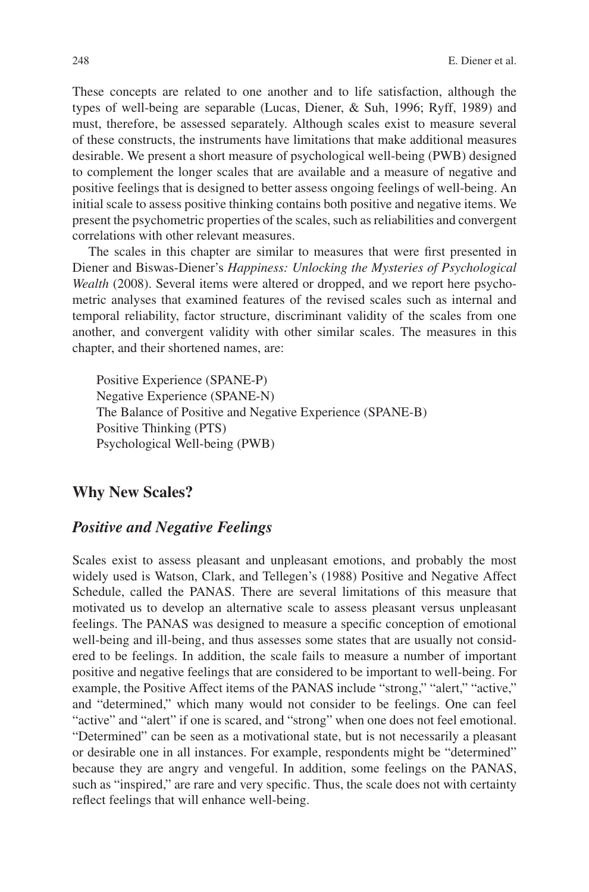These concepts are related to one another and to life satisfaction, although the types of well-being are separable (Lucas, Diener, & Suh, 1996; Ryff, 1989) and must, therefore, be assessed separately. Although scales exist to measure several of these constructs, the instruments have limitations that make additional measures desirable. We present a short measure of psychological well-being (PWB) designed to complement the longer scales that are available and a measure of negative and positive feelings that is designed to better assess ongoing feelings of well-being. An initial scale to assess positive thinking contains both positive and negative items. We present the psychometric properties of the scales, such as reliabilities and convergent correlations with other relevant measures.

The scales in this chapter are similar to measures that were first presented in Diener and Biswas-Diener's *Happiness: Unlocking the Mysteries of Psychological Wealth* (2008). Several items were altered or dropped, and we report here psychometric analyses that examined features of the revised scales such as internal and temporal reliability, factor structure, discriminant validity of the scales from one another, and convergent validity with other similar scales. The measures in this chapter, and their shortened names, are:

Positive Experience (SPANE-P)
Negative Experience (SPANE-N)
The Balance of Positive and Negative Experience (SPANE-B)
Positive Thinking (PTS)
Psychological Well-being (PWB)

## Why New Scales?

### *Positive and Negative Feelings*

Scales exist to assess pleasant and unpleasant emotions, and probably the most widely used is Watson, Clark, and Tellegen's (1988) Positive and Negative Affect Schedule, called the PANAS. There are several limitations of this measure that motivated us to develop an alternative scale to assess pleasant versus unpleasant feelings. The PANAS was designed to measure a specific conception of emotional well-being and ill-being, and thus assesses some states that are usually not considered to be feelings. In addition, the scale fails to measure a number of important positive and negative feelings that are considered to be important to well-being. For example, the Positive Affect items of the PANAS include "strong," "alert," "active," and "determined," which many would not consider to be feelings. One can feel "active" and "alert" if one is scared, and "strong" when one does not feel emotional. "Determined" can be seen as a motivational state, but is not necessarily a pleasant or desirable one in all instances. For example, respondents might be "determined" because they are angry and vengeful. In addition, some feelings on the PANAS, such as "inspired," are rare and very specific. Thus, the scale does not with certainty reflect feelings that will enhance well-being.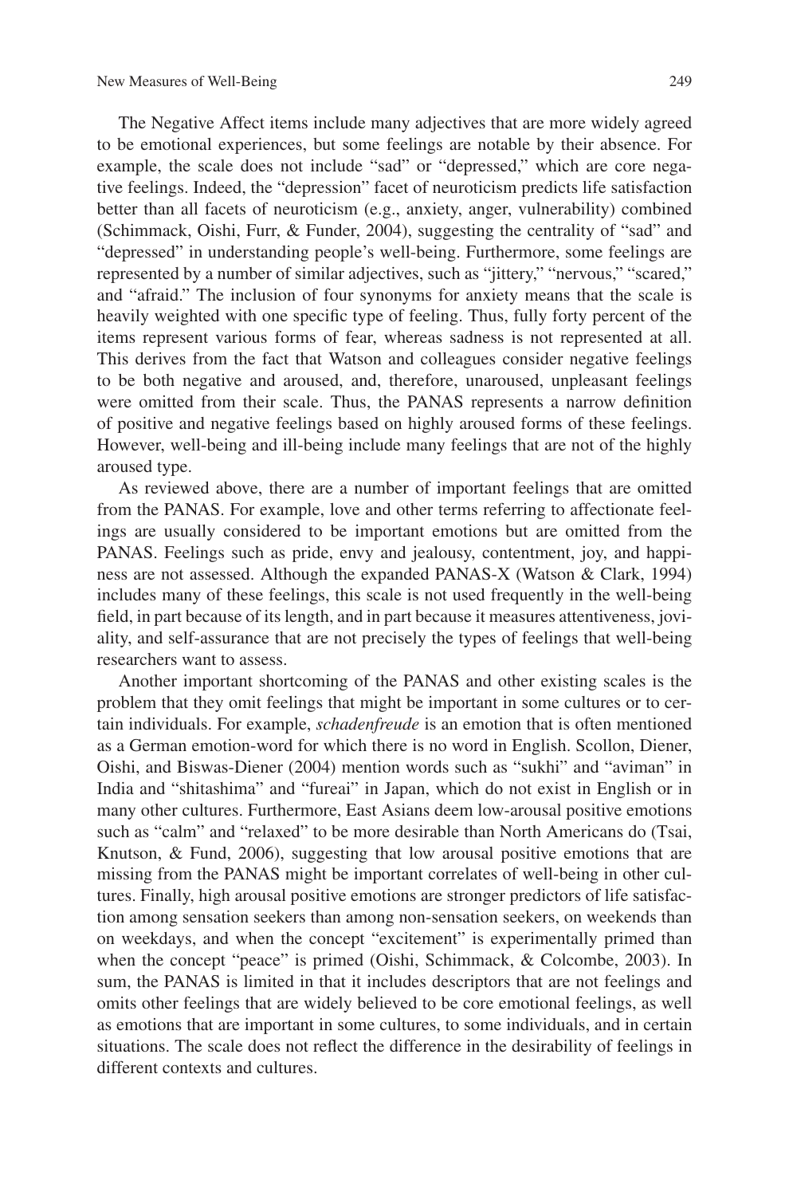The Negative Affect items include many adjectives that are more widely agreed to be emotional experiences, but some feelings are notable by their absence. For example, the scale does not include "sad" or "depressed," which are core negative feelings. Indeed, the "depression" facet of neuroticism predicts life satisfaction better than all facets of neuroticism (e.g., anxiety, anger, vulnerability) combined (Schimmack, Oishi, Furr, & Funder, 2004), suggesting the centrality of "sad" and "depressed" in understanding people's well-being. Furthermore, some feelings are represented by a number of similar adjectives, such as "jittery," "nervous," "scared," and "afraid." The inclusion of four synonyms for anxiety means that the scale is heavily weighted with one specific type of feeling. Thus, fully forty percent of the items represent various forms of fear, whereas sadness is not represented at all. This derives from the fact that Watson and colleagues consider negative feelings to be both negative and aroused, and, therefore, unaroused, unpleasant feelings were omitted from their scale. Thus, the PANAS represents a narrow definition of positive and negative feelings based on highly aroused forms of these feelings. However, well-being and ill-being include many feelings that are not of the highly aroused type.

As reviewed above, there are a number of important feelings that are omitted from the PANAS. For example, love and other terms referring to affectionate feelings are usually considered to be important emotions but are omitted from the PANAS. Feelings such as pride, envy and jealousy, contentment, joy, and happiness are not assessed. Although the expanded PANAS-X (Watson & Clark, 1994) includes many of these feelings, this scale is not used frequently in the well-being field, in part because of its length, and in part because it measures attentiveness, joviality, and self-assurance that are not precisely the types of feelings that well-being researchers want to assess.

Another important shortcoming of the PANAS and other existing scales is the problem that they omit feelings that might be important in some cultures or to certain individuals. For example, *schadenfreude* is an emotion that is often mentioned as a German emotion-word for which there is no word in English. Scollon, Diener, Oishi, and Biswas-Diener (2004) mention words such as "sukhi" and "aviman" in India and "shitashima" and "fureai" in Japan, which do not exist in English or in many other cultures. Furthermore, East Asians deem low-arousal positive emotions such as "calm" and "relaxed" to be more desirable than North Americans do (Tsai, Knutson, & Fund, 2006), suggesting that low arousal positive emotions that are missing from the PANAS might be important correlates of well-being in other cultures. Finally, high arousal positive emotions are stronger predictors of life satisfaction among sensation seekers than among non-sensation seekers, on weekends than on weekdays, and when the concept "excitement" is experimentally primed than when the concept "peace" is primed (Oishi, Schimmack, & Colcombe, 2003). In sum, the PANAS is limited in that it includes descriptors that are not feelings and omits other feelings that are widely believed to be core emotional feelings, as well as emotions that are important in some cultures, to some individuals, and in certain situations. The scale does not reflect the difference in the desirability of feelings in different contexts and cultures.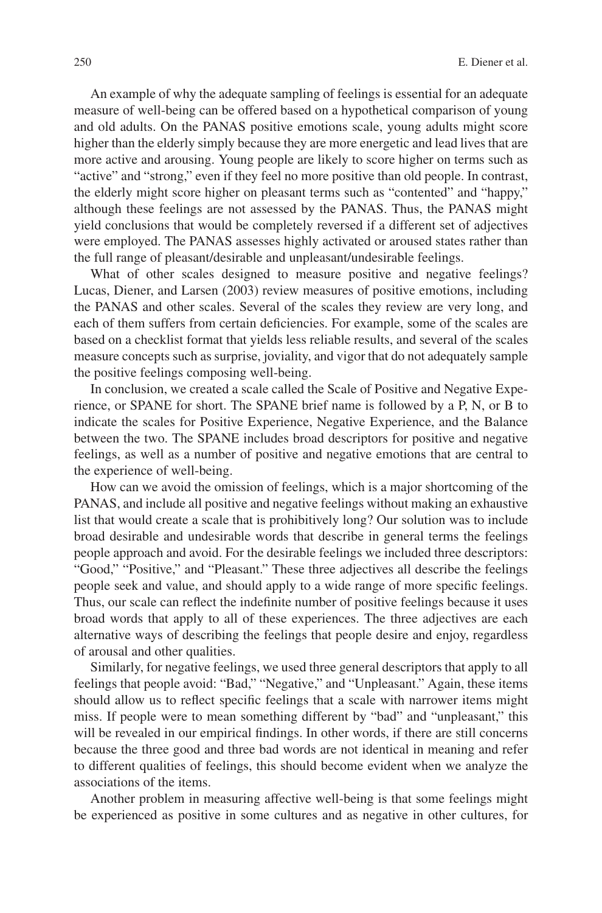An example of why the adequate sampling of feelings is essential for an adequate measure of well-being can be offered based on a hypothetical comparison of young and old adults. On the PANAS positive emotions scale, young adults might score higher than the elderly simply because they are more energetic and lead lives that are more active and arousing. Young people are likely to score higher on terms such as "active" and "strong," even if they feel no more positive than old people. In contrast, the elderly might score higher on pleasant terms such as "contented" and "happy," although these feelings are not assessed by the PANAS. Thus, the PANAS might yield conclusions that would be completely reversed if a different set of adjectives were employed. The PANAS assesses highly activated or aroused states rather than the full range of pleasant/desirable and unpleasant/undesirable feelings.

What of other scales designed to measure positive and negative feelings? Lucas, Diener, and Larsen (2003) review measures of positive emotions, including the PANAS and other scales. Several of the scales they review are very long, and each of them suffers from certain deficiencies. For example, some of the scales are based on a checklist format that yields less reliable results, and several of the scales measure concepts such as surprise, joviality, and vigor that do not adequately sample the positive feelings composing well-being.

In conclusion, we created a scale called the Scale of Positive and Negative Experience, or SPANE for short. The SPANE brief name is followed by a P, N, or B to indicate the scales for Positive Experience, Negative Experience, and the Balance between the two. The SPANE includes broad descriptors for positive and negative feelings, as well as a number of positive and negative emotions that are central to the experience of well-being.

How can we avoid the omission of feelings, which is a major shortcoming of the PANAS, and include all positive and negative feelings without making an exhaustive list that would create a scale that is prohibitively long? Our solution was to include broad desirable and undesirable words that describe in general terms the feelings people approach and avoid. For the desirable feelings we included three descriptors: "Good," "Positive," and "Pleasant." These three adjectives all describe the feelings people seek and value, and should apply to a wide range of more specific feelings. Thus, our scale can reflect the indefinite number of positive feelings because it uses broad words that apply to all of these experiences. The three adjectives are each alternative ways of describing the feelings that people desire and enjoy, regardless of arousal and other qualities.

Similarly, for negative feelings, we used three general descriptors that apply to all feelings that people avoid: "Bad," "Negative," and "Unpleasant." Again, these items should allow us to reflect specific feelings that a scale with narrower items might miss. If people were to mean something different by "bad" and "unpleasant," this will be revealed in our empirical findings. In other words, if there are still concerns because the three good and three bad words are not identical in meaning and refer to different qualities of feelings, this should become evident when we analyze the associations of the items.

Another problem in measuring affective well-being is that some feelings might be experienced as positive in some cultures and as negative in other cultures, for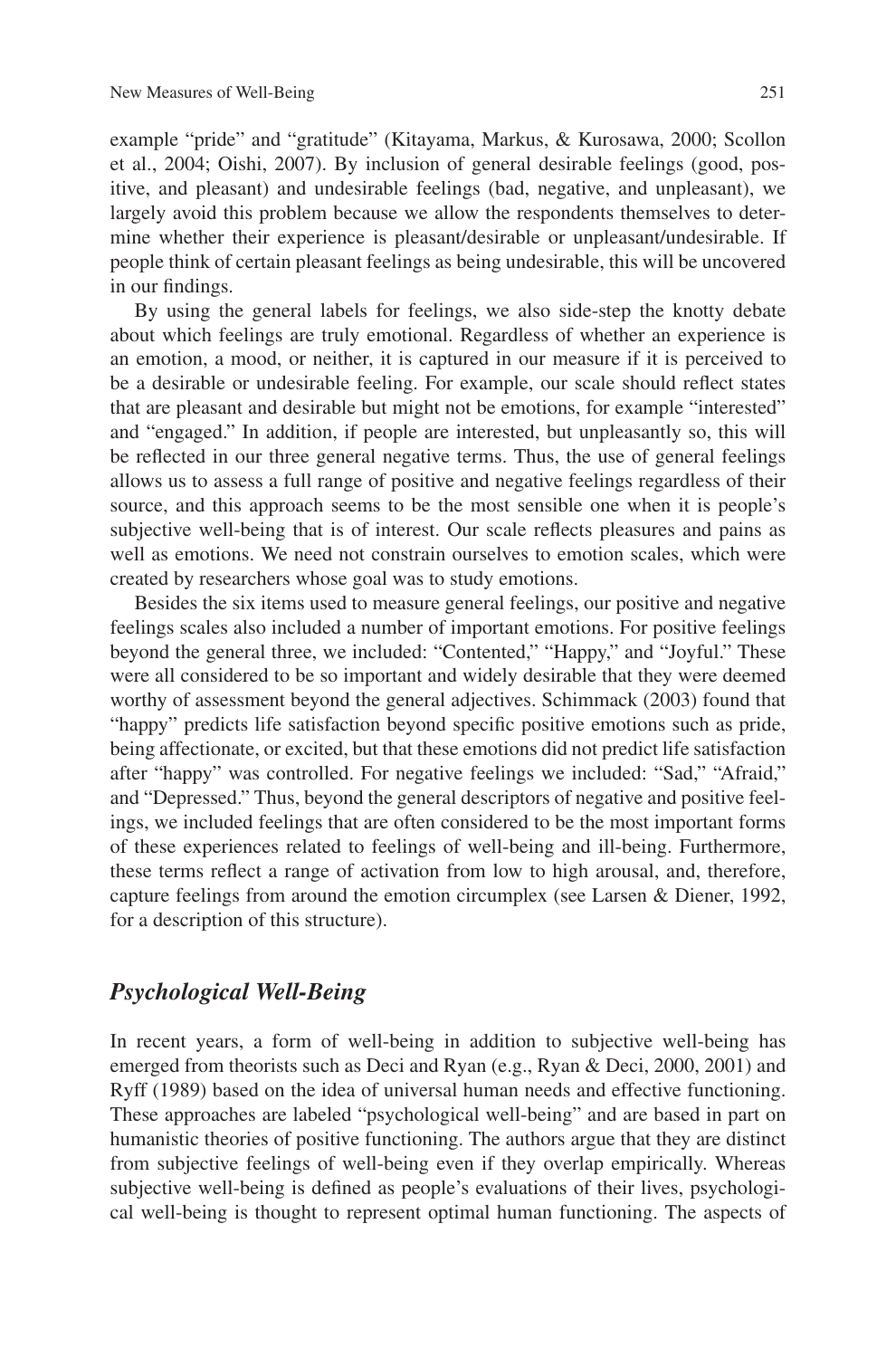example "pride" and "gratitude" (Kitayama, Markus, & Kurosawa, 2000; Scollon et al., 2004; Oishi, 2007). By inclusion of general desirable feelings (good, positive, and pleasant) and undesirable feelings (bad, negative, and unpleasant), we largely avoid this problem because we allow the respondents themselves to determine whether their experience is pleasant/desirable or unpleasant/undesirable. If people think of certain pleasant feelings as being undesirable, this will be uncovered in our findings.

By using the general labels for feelings, we also side-step the knotty debate about which feelings are truly emotional. Regardless of whether an experience is an emotion, a mood, or neither, it is captured in our measure if it is perceived to be a desirable or undesirable feeling. For example, our scale should reflect states that are pleasant and desirable but might not be emotions, for example "interested" and "engaged." In addition, if people are interested, but unpleasantly so, this will be reflected in our three general negative terms. Thus, the use of general feelings allows us to assess a full range of positive and negative feelings regardless of their source, and this approach seems to be the most sensible one when it is people's subjective well-being that is of interest. Our scale reflects pleasures and pains as well as emotions. We need not constrain ourselves to emotion scales, which were created by researchers whose goal was to study emotions.

Besides the six items used to measure general feelings, our positive and negative feelings scales also included a number of important emotions. For positive feelings beyond the general three, we included: "Contented," "Happy," and "Joyful." These were all considered to be so important and widely desirable that they were deemed worthy of assessment beyond the general adjectives. Schimmack (2003) found that "happy" predicts life satisfaction beyond specific positive emotions such as pride, being affectionate, or excited, but that these emotions did not predict life satisfaction after "happy" was controlled. For negative feelings we included: "Sad," "Afraid," and "Depressed." Thus, beyond the general descriptors of negative and positive feelings, we included feelings that are often considered to be the most important forms of these experiences related to feelings of well-being and ill-being. Furthermore, these terms reflect a range of activation from low to high arousal, and, therefore, capture feelings from around the emotion circumplex (see Larsen & Diener, 1992, for a description of this structure).

### *Psychological Well-Being*

In recent years, a form of well-being in addition to subjective well-being has emerged from theorists such as Deci and Ryan (e.g., Ryan & Deci, 2000, 2001) and Ryff (1989) based on the idea of universal human needs and effective functioning. These approaches are labeled "psychological well-being" and are based in part on humanistic theories of positive functioning. The authors argue that they are distinct from subjective feelings of well-being even if they overlap empirically. Whereas subjective well-being is defined as people's evaluations of their lives, psychological well-being is thought to represent optimal human functioning. The aspects of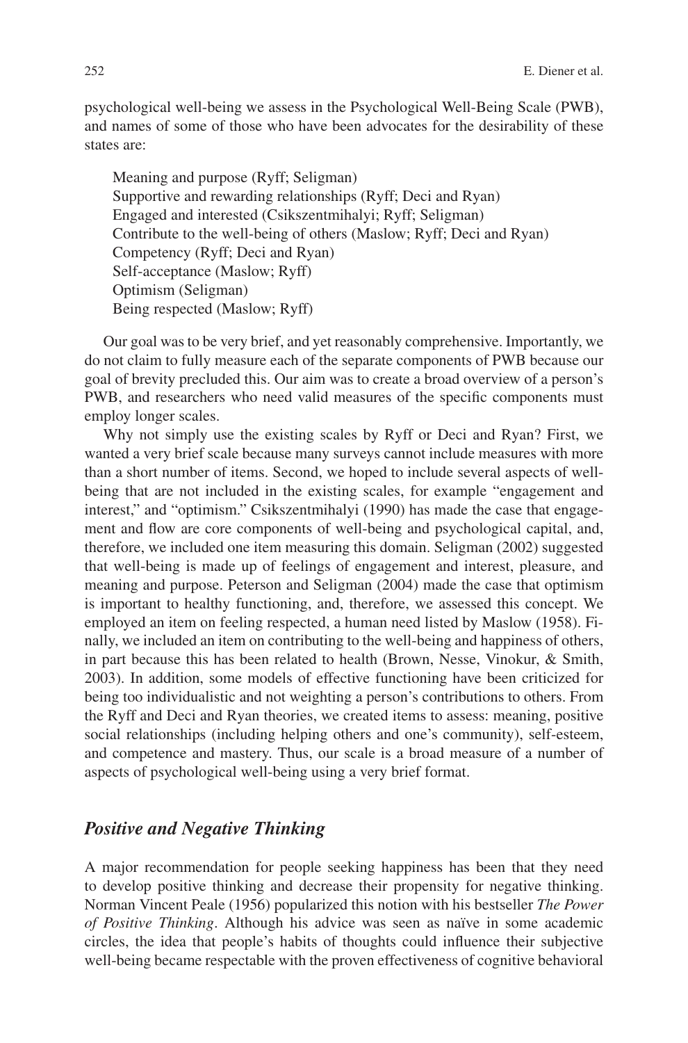psychological well-being we assess in the Psychological Well-Being Scale (PWB), and names of some of those who have been advocates for the desirability of these states are:

Meaning and purpose (Ryff; Seligman)  
Supportive and rewarding relationships (Ryff; Deci and Ryan)  
Engaged and interested (Csikszentmihalyi; Ryff; Seligman)  
Contribute to the well-being of others (Maslow; Ryff; Deci and Ryan)  
Competency (Ryff; Deci and Ryan)  
Self-acceptance (Maslow; Ryff)  
Optimism (Seligman)  
Being respected (Maslow; Ryff)

Our goal was to be very brief, and yet reasonably comprehensive. Importantly, we do not claim to fully measure each of the separate components of PWB because our goal of brevity precluded this. Our aim was to create a broad overview of a person's PWB, and researchers who need valid measures of the specific components must employ longer scales.

Why not simply use the existing scales by Ryff or Deci and Ryan? First, we wanted a very brief scale because many surveys cannot include measures with more than a short number of items. Second, we hoped to include several aspects of well-being that are not included in the existing scales, for example "engagement and interest," and "optimism." Csikszentmihalyi (1990) has made the case that engagement and flow are core components of well-being and psychological capital, and, therefore, we included one item measuring this domain. Seligman (2002) suggested that well-being is made up of feelings of engagement and interest, pleasure, and meaning and purpose. Peterson and Seligman (2004) made the case that optimism is important to healthy functioning, and, therefore, we assessed this concept. We employed an item on feeling respected, a human need listed by Maslow (1958). Finally, we included an item on contributing to the well-being and happiness of others, in part because this has been related to health (Brown, Nesse, Vinokur, & Smith, 2003). In addition, some models of effective functioning have been criticized for being too individualistic and not weighting a person's contributions to others. From the Ryff and Deci and Ryan theories, we created items to assess: meaning, positive social relationships (including helping others and one's community), self-esteem, and competence and mastery. Thus, our scale is a broad measure of a number of aspects of psychological well-being using a very brief format.

### *Positive and Negative Thinking*

A major recommendation for people seeking happiness has been that they need to develop positive thinking and decrease their propensity for negative thinking. Norman Vincent Peale (1956) popularized this notion with his bestseller *The Power of Positive Thinking*. Although his advice was seen as naïve in some academic circles, the idea that people's habits of thoughts could influence their subjective well-being became respectable with the proven effectiveness of cognitive behavioral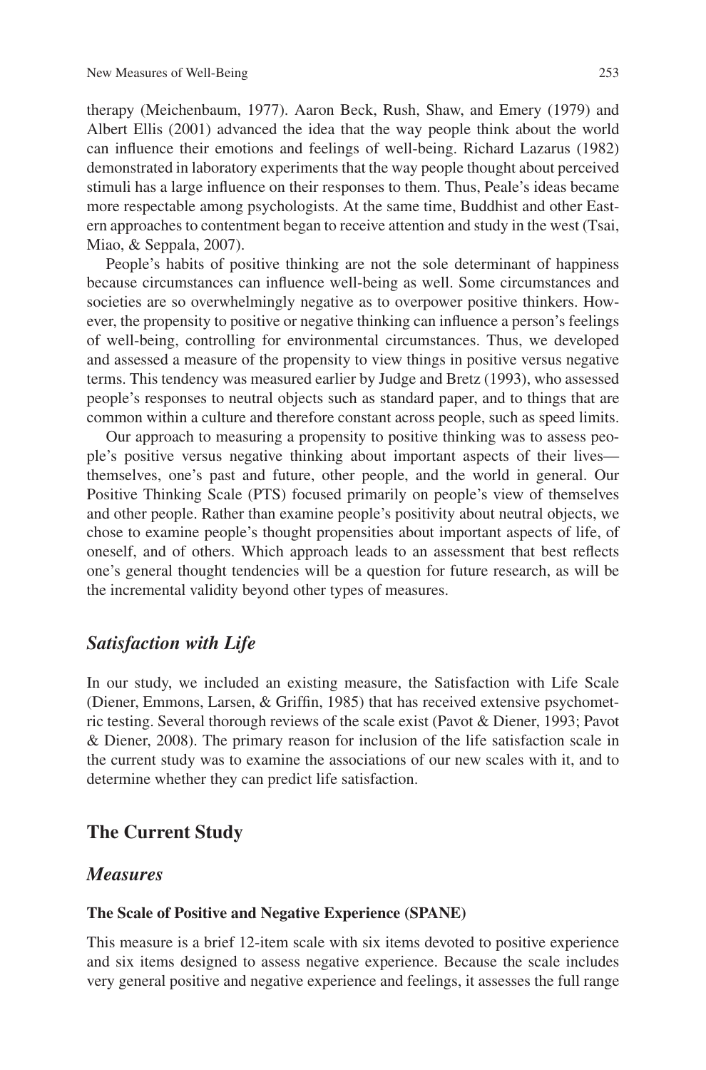therapy (Meichenbaum, 1977). Aaron Beck, Rush, Shaw, and Emery (1979) and Albert Ellis (2001) advanced the idea that the way people think about the world can influence their emotions and feelings of well-being. Richard Lazarus (1982) demonstrated in laboratory experiments that the way people thought about perceived stimuli has a large influence on their responses to them. Thus, Peale's ideas became more respectable among psychologists. At the same time, Buddhist and other Eastern approaches to contentment began to receive attention and study in the west (Tsai, Miao, & Seppala, 2007).

People's habits of positive thinking are not the sole determinant of happiness because circumstances can influence well-being as well. Some circumstances and societies are so overwhelmingly negative as to overpower positive thinkers. However, the propensity to positive or negative thinking can influence a person's feelings of well-being, controlling for environmental circumstances. Thus, we developed and assessed a measure of the propensity to view things in positive versus negative terms. This tendency was measured earlier by Judge and Bretz (1993), who assessed people's responses to neutral objects such as standard paper, and to things that are common within a culture and therefore constant across people, such as speed limits.

Our approach to measuring a propensity to positive thinking was to assess people's positive versus negative thinking about important aspects of their lives—themselves, one's past and future, other people, and the world in general. Our Positive Thinking Scale (PTS) focused primarily on people's view of themselves and other people. Rather than examine people's positivity about neutral objects, we chose to examine people's thought propensities about important aspects of life, of oneself, and of others. Which approach leads to an assessment that best reflects one's general thought tendencies will be a question for future research, as will be the incremental validity beyond other types of measures.

### *Satisfaction with Life*

In our study, we included an existing measure, the Satisfaction with Life Scale (Diener, Emmons, Larsen, & Griffin, 1985) that has received extensive psychometric testing. Several thorough reviews of the scale exist (Pavot & Diener, 1993; Pavot & Diener, 2008). The primary reason for inclusion of the life satisfaction scale in the current study was to examine the associations of our new scales with it, and to determine whether they can predict life satisfaction.

## The Current Study

### *Measures*

#### The Scale of Positive and Negative Experience (SPANE)

This measure is a brief 12-item scale with six items devoted to positive experience and six items designed to assess negative experience. Because the scale includes very general positive and negative experience and feelings, it assesses the full range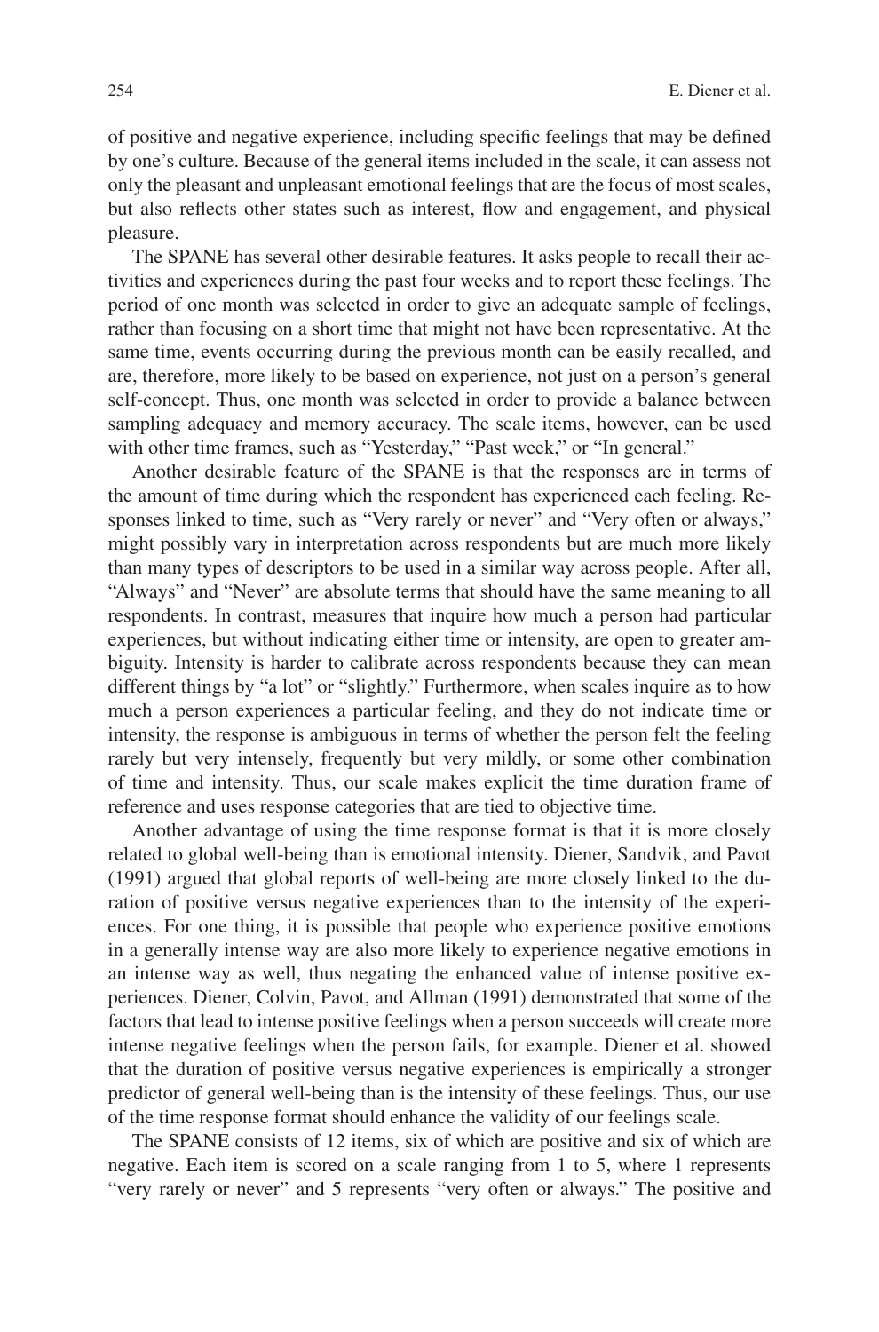of positive and negative experience, including specific feelings that may be defined by one's culture. Because of the general items included in the scale, it can assess not only the pleasant and unpleasant emotional feelings that are the focus of most scales, but also reflects other states such as interest, flow and engagement, and physical pleasure.

The SPANE has several other desirable features. It asks people to recall their activities and experiences during the past four weeks and to report these feelings. The period of one month was selected in order to give an adequate sample of feelings, rather than focusing on a short time that might not have been representative. At the same time, events occurring during the previous month can be easily recalled, and are, therefore, more likely to be based on experience, not just on a person's general self-concept. Thus, one month was selected in order to provide a balance between sampling adequacy and memory accuracy. The scale items, however, can be used with other time frames, such as "Yesterday," "Past week," or "In general."

Another desirable feature of the SPANE is that the responses are in terms of the amount of time during which the respondent has experienced each feeling. Responses linked to time, such as "Very rarely or never" and "Very often or always," might possibly vary in interpretation across respondents but are much more likely than many types of descriptors to be used in a similar way across people. After all, "Always" and "Never" are absolute terms that should have the same meaning to all respondents. In contrast, measures that inquire how much a person had particular experiences, but without indicating either time or intensity, are open to greater ambiguity. Intensity is harder to calibrate across respondents because they can mean different things by "a lot" or "slightly." Furthermore, when scales inquire as to how much a person experiences a particular feeling, and they do not indicate time or intensity, the response is ambiguous in terms of whether the person felt the feeling rarely but very intensely, frequently but very mildly, or some other combination of time and intensity. Thus, our scale makes explicit the time duration frame of reference and uses response categories that are tied to objective time.

Another advantage of using the time response format is that it is more closely related to global well-being than is emotional intensity. Diener, Sandvik, and Pavot (1991) argued that global reports of well-being are more closely linked to the duration of positive versus negative experiences than to the intensity of the experiences. For one thing, it is possible that people who experience positive emotions in a generally intense way are also more likely to experience negative emotions in an intense way as well, thus negating the enhanced value of intense positive experiences. Diener, Colvin, Pavot, and Allman (1991) demonstrated that some of the factors that lead to intense positive feelings when a person succeeds will create more intense negative feelings when the person fails, for example. Diener et al. showed that the duration of positive versus negative experiences is empirically a stronger predictor of general well-being than is the intensity of these feelings. Thus, our use of the time response format should enhance the validity of our feelings scale.

The SPANE consists of 12 items, six of which are positive and six of which are negative. Each item is scored on a scale ranging from 1 to 5, where 1 represents "very rarely or never" and 5 represents "very often or always." The positive and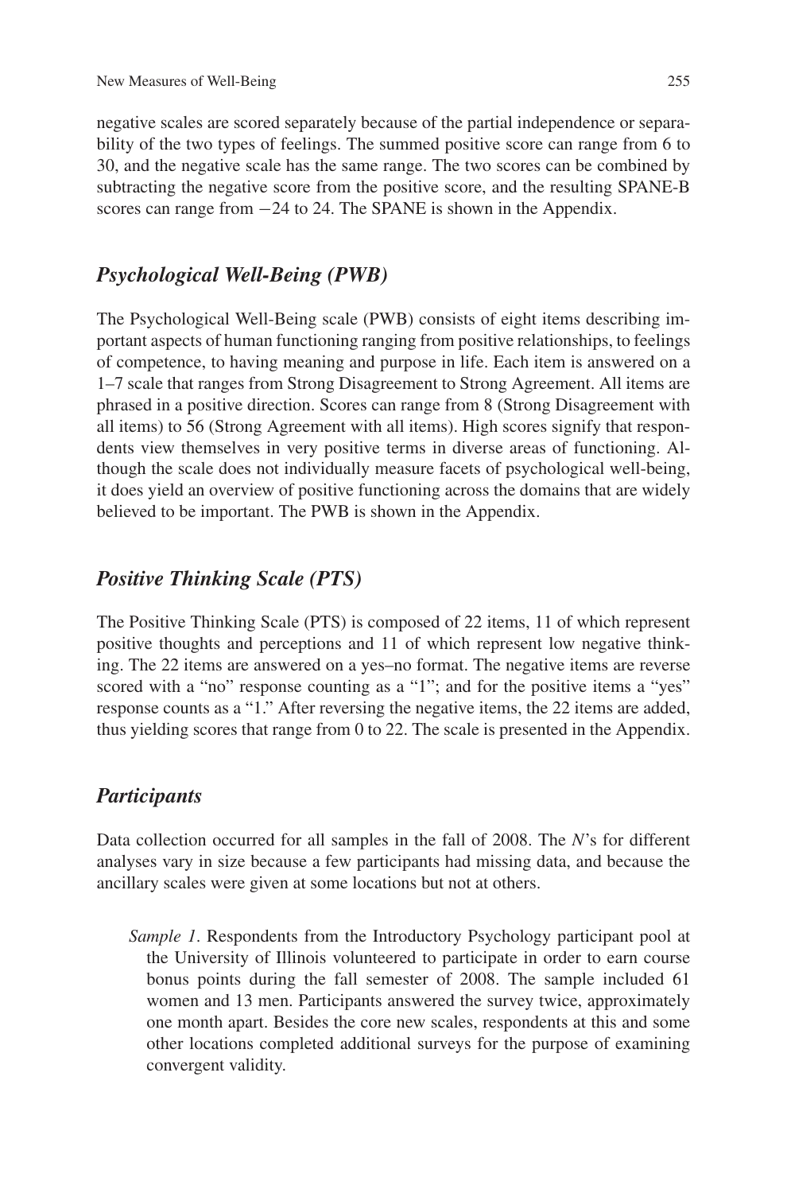negative scales are scored separately because of the partial independence or separability of the two types of feelings. The summed positive score can range from 6 to 30, and the negative scale has the same range. The two scores can be combined by subtracting the negative score from the positive score, and the resulting SPANE-B scores can range from −24 to 24. The SPANE is shown in the Appendix.

## *Psychological Well-Being (PWB)*

The Psychological Well-Being scale (PWB) consists of eight items describing important aspects of human functioning ranging from positive relationships, to feelings of competence, to having meaning and purpose in life. Each item is answered on a 1–7 scale that ranges from Strong Disagreement to Strong Agreement. All items are phrased in a positive direction. Scores can range from 8 (Strong Disagreement with all items) to 56 (Strong Agreement with all items). High scores signify that respondents view themselves in very positive terms in diverse areas of functioning. Although the scale does not individually measure facets of psychological well-being, it does yield an overview of positive functioning across the domains that are widely believed to be important. The PWB is shown in the Appendix.

## *Positive Thinking Scale (PTS)*

The Positive Thinking Scale (PTS) is composed of 22 items, 11 of which represent positive thoughts and perceptions and 11 of which represent low negative thinking. The 22 items are answered on a yes–no format. The negative items are reverse scored with a "no" response counting as a "1"; and for the positive items a "yes" response counts as a "1." After reversing the negative items, the 22 items are added, thus yielding scores that range from 0 to 22. The scale is presented in the Appendix.

## *Participants*

Data collection occurred for all samples in the fall of 2008. The *N*'s for different analyses vary in size because a few participants had missing data, and because the ancillary scales were given at some locations but not at others.

> *Sample 1*. Respondents from the Introductory Psychology participant pool at the University of Illinois volunteered to participate in order to earn course bonus points during the fall semester of 2008. The sample included 61 women and 13 men. Participants answered the survey twice, approximately one month apart. Besides the core new scales, respondents at this and some other locations completed additional surveys for the purpose of examining convergent validity.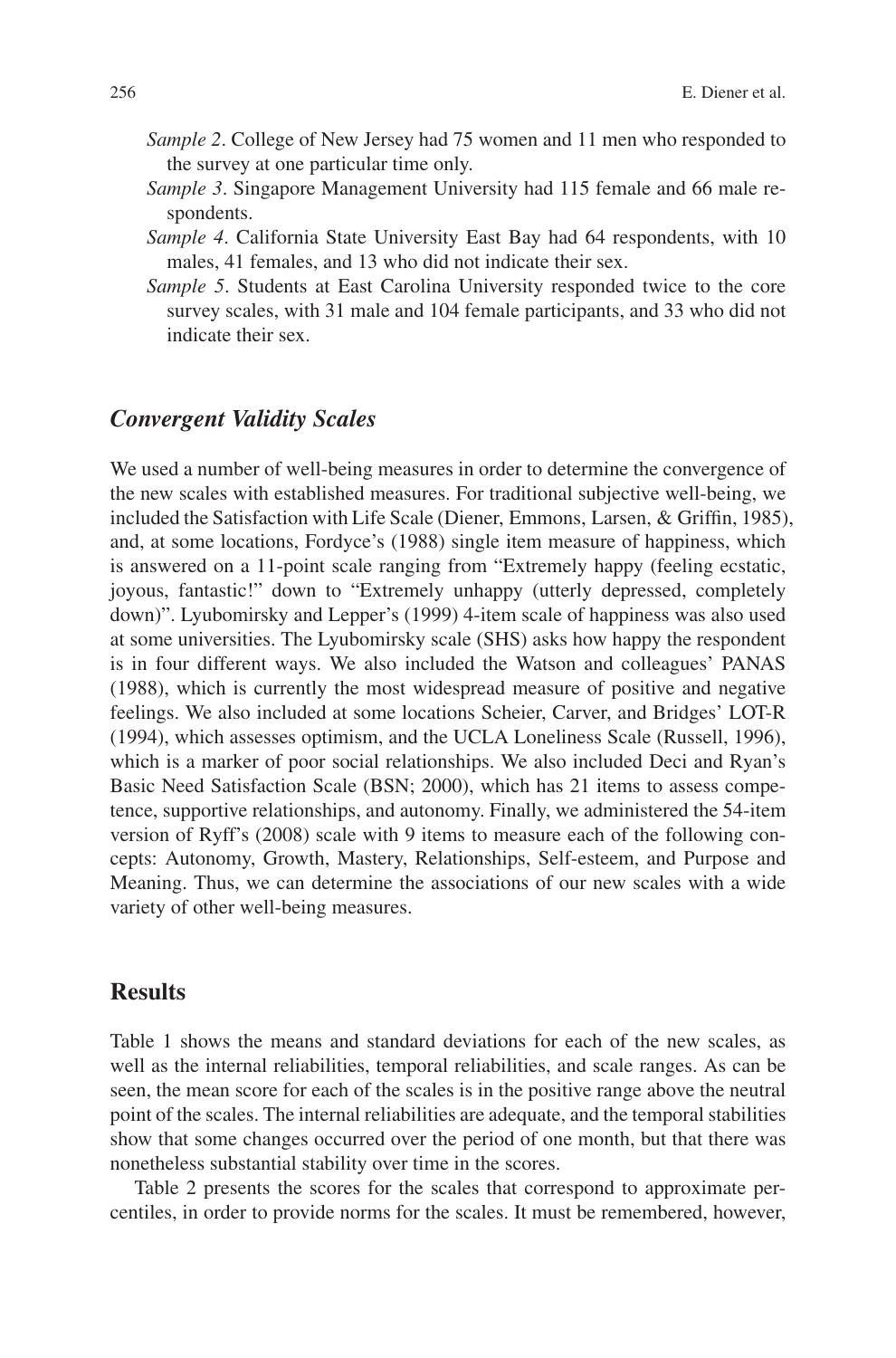*Sample 2*. College of New Jersey had 75 women and 11 men who responded to the survey at one particular time only.

*Sample 3*. Singapore Management University had 115 female and 66 male respondents.

*Sample 4*. California State University East Bay had 64 respondents, with 10 males, 41 females, and 13 who did not indicate their sex.

*Sample 5*. Students at East Carolina University responded twice to the core survey scales, with 31 male and 104 female participants, and 33 who did not indicate their sex.

### *Convergent Validity Scales*

We used a number of well-being measures in order to determine the convergence of the new scales with established measures. For traditional subjective well-being, we included the Satisfaction with Life Scale (Diener, Emmons, Larsen, & Griffin, 1985), and, at some locations, Fordyce's (1988) single item measure of happiness, which is answered on a 11-point scale ranging from "Extremely happy (feeling ecstatic, joyous, fantastic!" down to "Extremely unhappy (utterly depressed, completely down)". Lyubomirsky and Lepper's (1999) 4-item scale of happiness was also used at some universities. The Lyubomirsky scale (SHS) asks how happy the respondent is in four different ways. We also included the Watson and colleagues' PANAS (1988), which is currently the most widespread measure of positive and negative feelings. We also included at some locations Scheier, Carver, and Bridges' LOT-R (1994), which assesses optimism, and the UCLA Loneliness Scale (Russell, 1996), which is a marker of poor social relationships. We also included Deci and Ryan's Basic Need Satisfaction Scale (BSN; 2000), which has 21 items to assess competence, supportive relationships, and autonomy. Finally, we administered the 54-item version of Ryff's (2008) scale with 9 items to measure each of the following concepts: Autonomy, Growth, Mastery, Relationships, Self-esteem, and Purpose and Meaning. Thus, we can determine the associations of our new scales with a wide variety of other well-being measures.

## Results

Table 1 shows the means and standard deviations for each of the new scales, as well as the internal reliabilities, temporal reliabilities, and scale ranges. As can be seen, the mean score for each of the scales is in the positive range above the neutral point of the scales. The internal reliabilities are adequate, and the temporal stabilities show that some changes occurred over the period of one month, but that there was nonetheless substantial stability over time in the scores.

Table 2 presents the scores for the scales that correspond to approximate percentiles, in order to provide norms for the scales. It must be remembered, however,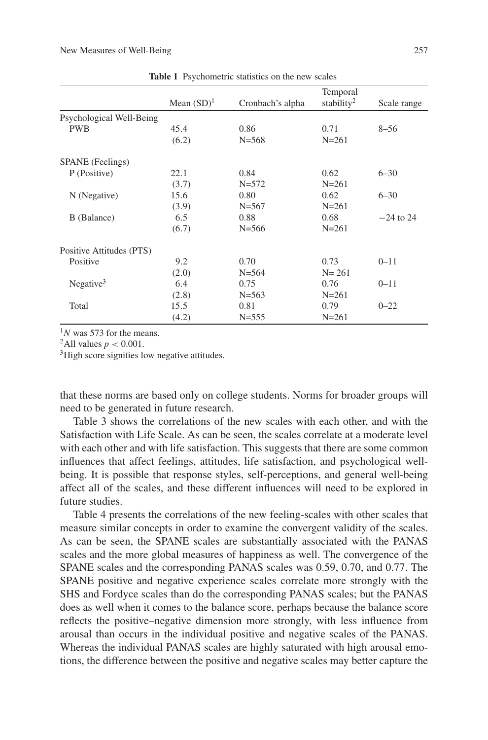**Table 1** Psychometric statistics on the new scales

| | Mean (SD)[1] | Cronbach's alpha | Temporal stability[2] | Scale range |
|---|---|---|---|---|
| Psychological Well-Being | | | | |
| PWB | 45.4 (6.2) | 0.86 N=568 | 0.71 N=261 | 8–56 |
| SPANE (Feelings) | | | | |
| P (Positive) | 22.1 (3.7) | 0.84 N=572 | 0.62 N=261 | 6–30 |
| N (Negative) | 15.6 (3.9) | 0.80 N=567 | 0.62 N=261 | 6–30 |
| B (Balance) | 6.5 (6.7) | 0.88 N=566 | 0.68 N=261 | −24 to 24 |
| Positive Attitudes (PTS) | | | | |
| Positive | 9.2 (2.0) | 0.70 N=564 | 0.73 N= 261 | 0–11 |
| Negative[3] | 6.4 (2.8) | 0.75 N=563 | 0.76 N=261 | 0–11 |
| Total | 15.5 (4.2) | 0.81 N=555 | 0.79 N=261 | 0–22 |

[1] *N* was 573 for the means.
[2] All values $p < 0.001$.
[3] High score signifies low negative attitudes.

that these norms are based only on college students. Norms for broader groups will need to be generated in future research.

Table 3 shows the correlations of the new scales with each other, and with the Satisfaction with Life Scale. As can be seen, the scales correlate at a moderate level with each other and with life satisfaction. This suggests that there are some common influences that affect feelings, attitudes, life satisfaction, and psychological well-being. It is possible that response styles, self-perceptions, and general well-being affect all of the scales, and these different influences will need to be explored in future studies.

Table 4 presents the correlations of the new feeling-scales with other scales that measure similar concepts in order to examine the convergent validity of the scales. As can be seen, the SPANE scales are substantially associated with the PANAS scales and the more global measures of happiness as well. The convergence of the SPANE scales and the corresponding PANAS scales was 0.59, 0.70, and 0.77. The SPANE positive and negative experience scales correlate more strongly with the SHS and Fordyce scales than do the corresponding PANAS scales; but the PANAS does as well when it comes to the balance score, perhaps because the balance score reflects the positive–negative dimension more strongly, with less influence from arousal than occurs in the individual positive and negative scales of the PANAS. Whereas the individual PANAS scales are highly saturated with high arousal emotions, the difference between the positive and negative scales may better capture the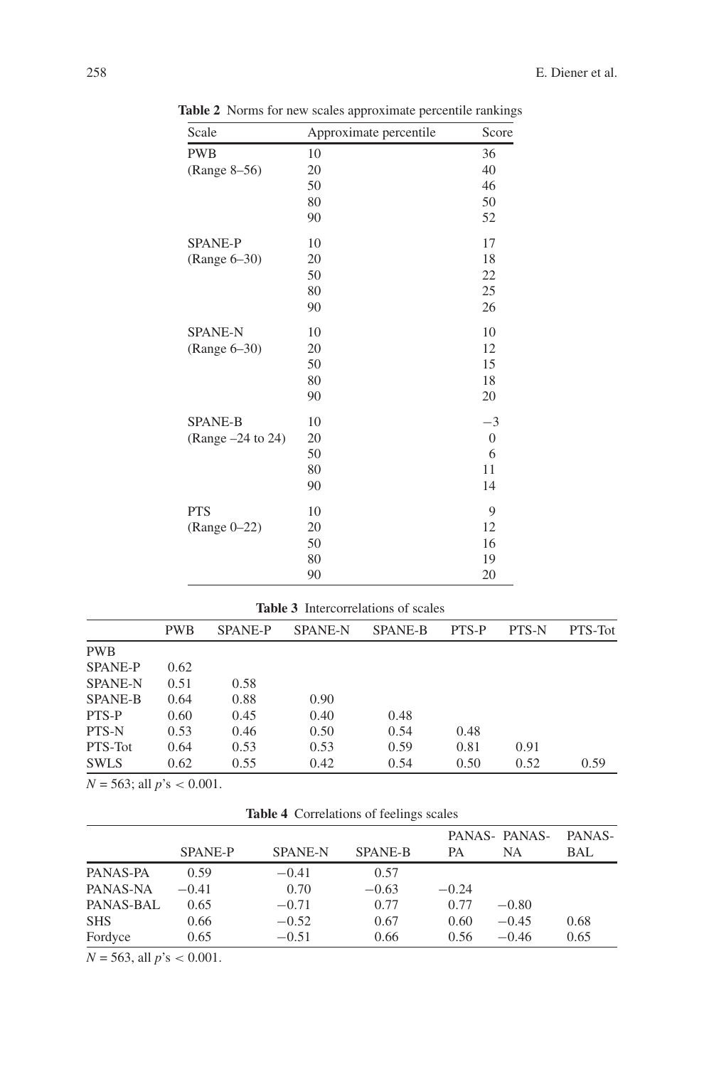**Table 2** Norms for new scales approximate percentile rankings

| Scale | Approximate percentile | Score |
|---|---|---|
| PWB | 10 | 36 |
| (Range 8–56) | 20 | 40 |
| | 50 | 46 |
| | 80 | 50 |
| | 90 | 52 |
| SPANE-P | 10 | 17 |
| (Range 6–30) | 20 | 18 |
| | 50 | 22 |
| | 80 | 25 |
| | 90 | 26 |
| SPANE-N | 10 | 10 |
| (Range 6–30) | 20 | 12 |
| | 50 | 15 |
| | 80 | 18 |
| | 90 | 20 |
| SPANE-B | 10 | −3 |
| (Range –24 to 24) | 20 | 0 |
| | 50 | 6 |
| | 80 | 11 |
| | 90 | 14 |
| PTS | 10 | 9 |
| (Range 0–22) | 20 | 12 |
| | 50 | 16 |
| | 80 | 19 |
| | 90 | 20 |

**Table 3** Intercorrelations of scales

| | PWB | SPANE-P | SPANE-N | SPANE-B | PTS-P | PTS-N | PTS-Tot |
|---|---|---|---|---|---|---|---|
| PWB | | | | | | | |
| SPANE-P | 0.62 | | | | | | |
| SPANE-N | 0.51 | 0.58 | | | | | |
| SPANE-B | 0.64 | 0.88 | 0.90 | | | | |
| PTS-P | 0.60 | 0.45 | 0.40 | 0.48 | | | |
| PTS-N | 0.53 | 0.46 | 0.50 | 0.54 | 0.48 | | |
| PTS-Tot | 0.64 | 0.53 | 0.53 | 0.59 | 0.81 | 0.91 | |
| SWLS | 0.62 | 0.55 | 0.42 | 0.54 | 0.50 | 0.52 | 0.59 |

$N = 563$; all $p$'s $< 0.001$.

**Table 4** Correlations of feelings scales

| | SPANE-P | SPANE-N | SPANE-B | PANAS-PA | PANAS-NA | PANAS-BAL |
|---|---|---|---|---|---|---|
| PANAS-PA | 0.59 | −0.41 | 0.57 | | | |
| PANAS-NA | −0.41 | 0.70 | −0.63 | −0.24 | | |
| PANAS-BAL | 0.65 | −0.71 | 0.77 | 0.77 | −0.80 | |
| SHS | 0.66 | −0.52 | 0.67 | 0.60 | −0.45 | 0.68 |
| Fordyce | 0.65 | −0.51 | 0.66 | 0.56 | −0.46 | 0.65 |

$N = 563$, all $p$'s $< 0.001$.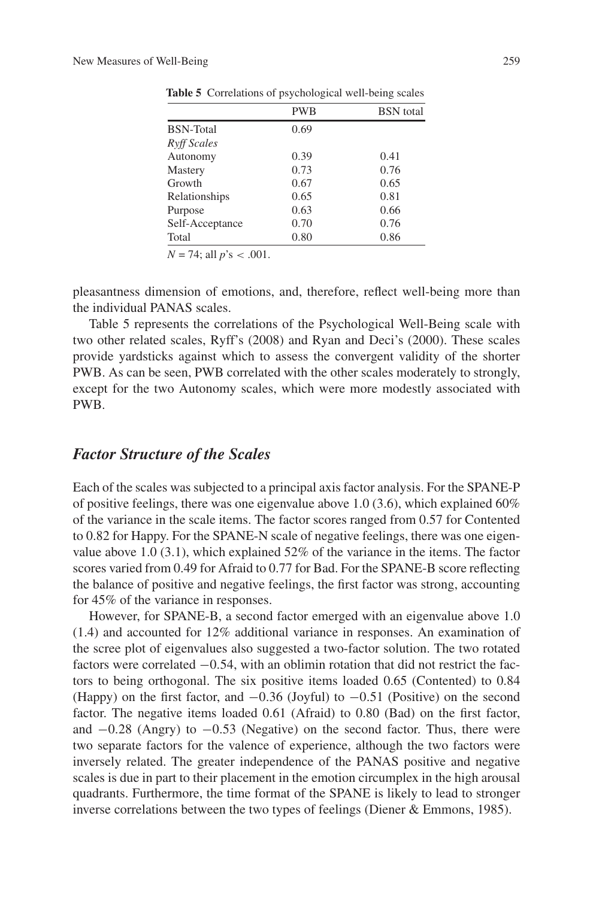**Table 5** Correlations of psychological well-being scales

| | PWB | BSN total |
|---|---|---|
| BSN-Total | 0.69 | |
| *Ryff Scales* | | |
| Autonomy | 0.39 | 0.41 |
| Mastery | 0.73 | 0.76 |
| Growth | 0.67 | 0.65 |
| Relationships | 0.65 | 0.81 |
| Purpose | 0.63 | 0.66 |
| Self-Acceptance | 0.70 | 0.76 |
| Total | 0.80 | 0.86 |

$N = 74$; all $p$'s $< .001$.

pleasantness dimension of emotions, and, therefore, reflect well-being more than the individual PANAS scales.

Table 5 represents the correlations of the Psychological Well-Being scale with two other related scales, Ryff's (2008) and Ryan and Deci's (2000). These scales provide yardsticks against which to assess the convergent validity of the shorter PWB. As can be seen, PWB correlated with the other scales moderately to strongly, except for the two Autonomy scales, which were more modestly associated with PWB.

## *Factor Structure of the Scales*

Each of the scales was subjected to a principal axis factor analysis. For the SPANE-P of positive feelings, there was one eigenvalue above 1.0 (3.6), which explained 60% of the variance in the scale items. The factor scores ranged from 0.57 for Contented to 0.82 for Happy. For the SPANE-N scale of negative feelings, there was one eigenvalue above 1.0 (3.1), which explained 52% of the variance in the items. The factor scores varied from 0.49 for Afraid to 0.77 for Bad. For the SPANE-B score reflecting the balance of positive and negative feelings, the first factor was strong, accounting for 45% of the variance in responses.

However, for SPANE-B, a second factor emerged with an eigenvalue above 1.0 (1.4) and accounted for 12% additional variance in responses. An examination of the scree plot of eigenvalues also suggested a two-factor solution. The two rotated factors were correlated −0.54, with an oblimin rotation that did not restrict the factors to being orthogonal. The six positive items loaded 0.65 (Contented) to 0.84 (Happy) on the first factor, and −0.36 (Joyful) to −0.51 (Positive) on the second factor. The negative items loaded 0.61 (Afraid) to 0.80 (Bad) on the first factor, and −0.28 (Angry) to −0.53 (Negative) on the second factor. Thus, there were two separate factors for the valence of experience, although the two factors were inversely related. The greater independence of the PANAS positive and negative scales is due in part to their placement in the emotion circumplex in the high arousal quadrants. Furthermore, the time format of the SPANE is likely to lead to stronger inverse correlations between the two types of feelings (Diener & Emmons, 1985).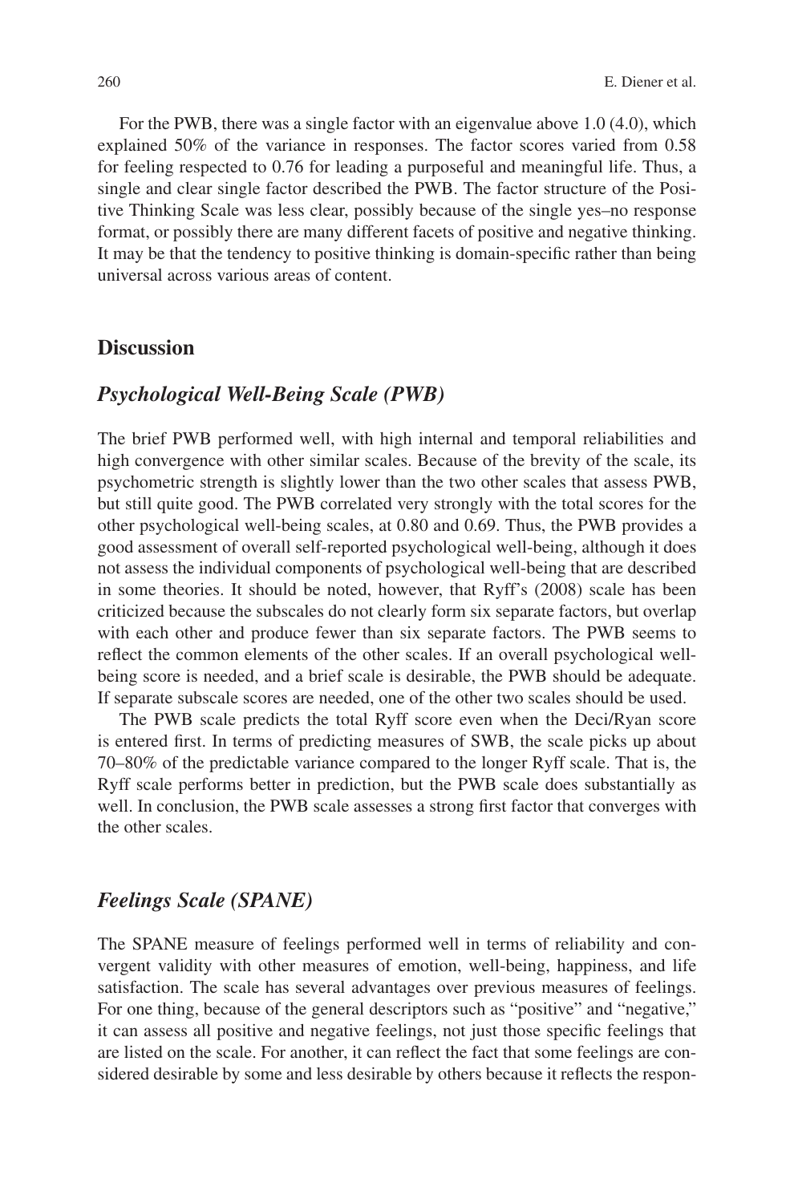For the PWB, there was a single factor with an eigenvalue above 1.0 (4.0), which explained 50% of the variance in responses. The factor scores varied from 0.58 for feeling respected to 0.76 for leading a purposeful and meaningful life. Thus, a single and clear single factor described the PWB. The factor structure of the Positive Thinking Scale was less clear, possibly because of the single yes–no response format, or possibly there are many different facets of positive and negative thinking. It may be that the tendency to positive thinking is domain-specific rather than being universal across various areas of content.

## Discussion

### *Psychological Well-Being Scale (PWB)*

The brief PWB performed well, with high internal and temporal reliabilities and high convergence with other similar scales. Because of the brevity of the scale, its psychometric strength is slightly lower than the two other scales that assess PWB, but still quite good. The PWB correlated very strongly with the total scores for the other psychological well-being scales, at 0.80 and 0.69. Thus, the PWB provides a good assessment of overall self-reported psychological well-being, although it does not assess the individual components of psychological well-being that are described in some theories. It should be noted, however, that Ryff's (2008) scale has been criticized because the subscales do not clearly form six separate factors, but overlap with each other and produce fewer than six separate factors. The PWB seems to reflect the common elements of the other scales. If an overall psychological well-being score is needed, and a brief scale is desirable, the PWB should be adequate. If separate subscale scores are needed, one of the other two scales should be used.

The PWB scale predicts the total Ryff score even when the Deci/Ryan score is entered first. In terms of predicting measures of SWB, the scale picks up about 70–80% of the predictable variance compared to the longer Ryff scale. That is, the Ryff scale performs better in prediction, but the PWB scale does substantially as well. In conclusion, the PWB scale assesses a strong first factor that converges with the other scales.

### *Feelings Scale (SPANE)*

The SPANE measure of feelings performed well in terms of reliability and convergent validity with other measures of emotion, well-being, happiness, and life satisfaction. The scale has several advantages over previous measures of feelings. For one thing, because of the general descriptors such as "positive" and "negative," it can assess all positive and negative feelings, not just those specific feelings that are listed on the scale. For another, it can reflect the fact that some feelings are considered desirable by some and less desirable by others because it reflects the respon-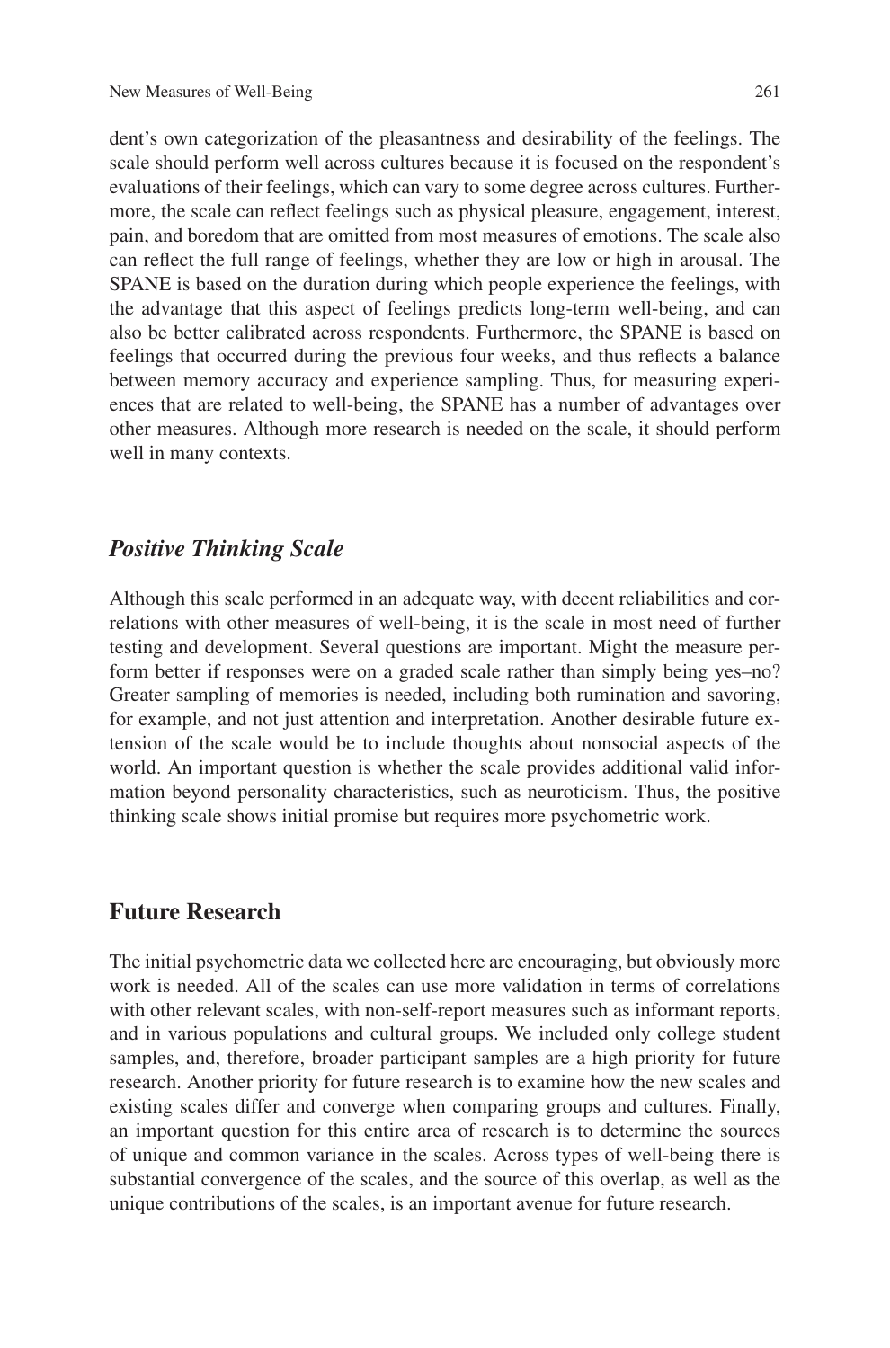dent's own categorization of the pleasantness and desirability of the feelings. The scale should perform well across cultures because it is focused on the respondent's evaluations of their feelings, which can vary to some degree across cultures. Furthermore, the scale can reflect feelings such as physical pleasure, engagement, interest, pain, and boredom that are omitted from most measures of emotions. The scale also can reflect the full range of feelings, whether they are low or high in arousal. The SPANE is based on the duration during which people experience the feelings, with the advantage that this aspect of feelings predicts long-term well-being, and can also be better calibrated across respondents. Furthermore, the SPANE is based on feelings that occurred during the previous four weeks, and thus reflects a balance between memory accuracy and experience sampling. Thus, for measuring experiences that are related to well-being, the SPANE has a number of advantages over other measures. Although more research is needed on the scale, it should perform well in many contexts.

### *Positive Thinking Scale*

Although this scale performed in an adequate way, with decent reliabilities and correlations with other measures of well-being, it is the scale in most need of further testing and development. Several questions are important. Might the measure perform better if responses were on a graded scale rather than simply being yes–no? Greater sampling of memories is needed, including both rumination and savoring, for example, and not just attention and interpretation. Another desirable future extension of the scale would be to include thoughts about nonsocial aspects of the world. An important question is whether the scale provides additional valid information beyond personality characteristics, such as neuroticism. Thus, the positive thinking scale shows initial promise but requires more psychometric work.

## Future Research

The initial psychometric data we collected here are encouraging, but obviously more work is needed. All of the scales can use more validation in terms of correlations with other relevant scales, with non-self-report measures such as informant reports, and in various populations and cultural groups. We included only college student samples, and, therefore, broader participant samples are a high priority for future research. Another priority for future research is to examine how the new scales and existing scales differ and converge when comparing groups and cultures. Finally, an important question for this entire area of research is to determine the sources of unique and common variance in the scales. Across types of well-being there is substantial convergence of the scales, and the source of this overlap, as well as the unique contributions of the scales, is an important avenue for future research.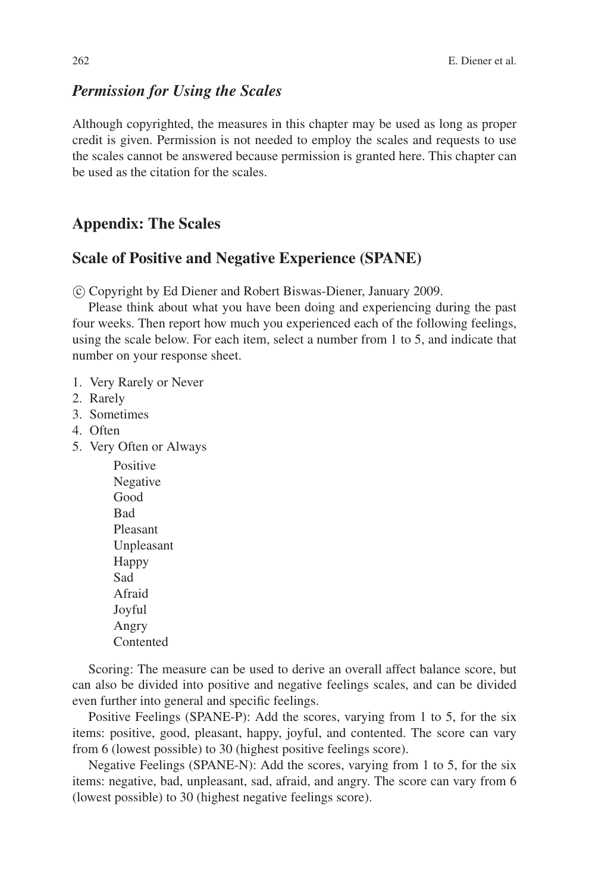### *Permission for Using the Scales*

Although copyrighted, the measures in this chapter may be used as long as proper credit is given. Permission is not needed to employ the scales and requests to use the scales cannot be answered because permission is granted here. This chapter can be used as the citation for the scales.

## Appendix: The Scales

### Scale of Positive and Negative Experience (SPANE)

© Copyright by Ed Diener and Robert Biswas-Diener, January 2009.

Please think about what you have been doing and experiencing during the past four weeks. Then report how much you experienced each of the following feelings, using the scale below. For each item, select a number from 1 to 5, and indicate that number on your response sheet.

1. Very Rarely or Never
2. Rarely
3. Sometimes
4. Often
5. Very Often or Always

Positive
Negative
Good
Bad
Pleasant
Unpleasant
Happy
Sad
Afraid
Joyful
Angry
Contented

Scoring: The measure can be used to derive an overall affect balance score, but can also be divided into positive and negative feelings scales, and can be divided even further into general and specific feelings.

Positive Feelings (SPANE-P): Add the scores, varying from 1 to 5, for the six items: positive, good, pleasant, happy, joyful, and contented. The score can vary from 6 (lowest possible) to 30 (highest positive feelings score).

Negative Feelings (SPANE-N): Add the scores, varying from 1 to 5, for the six items: negative, bad, unpleasant, sad, afraid, and angry. The score can vary from 6 (lowest possible) to 30 (highest negative feelings score).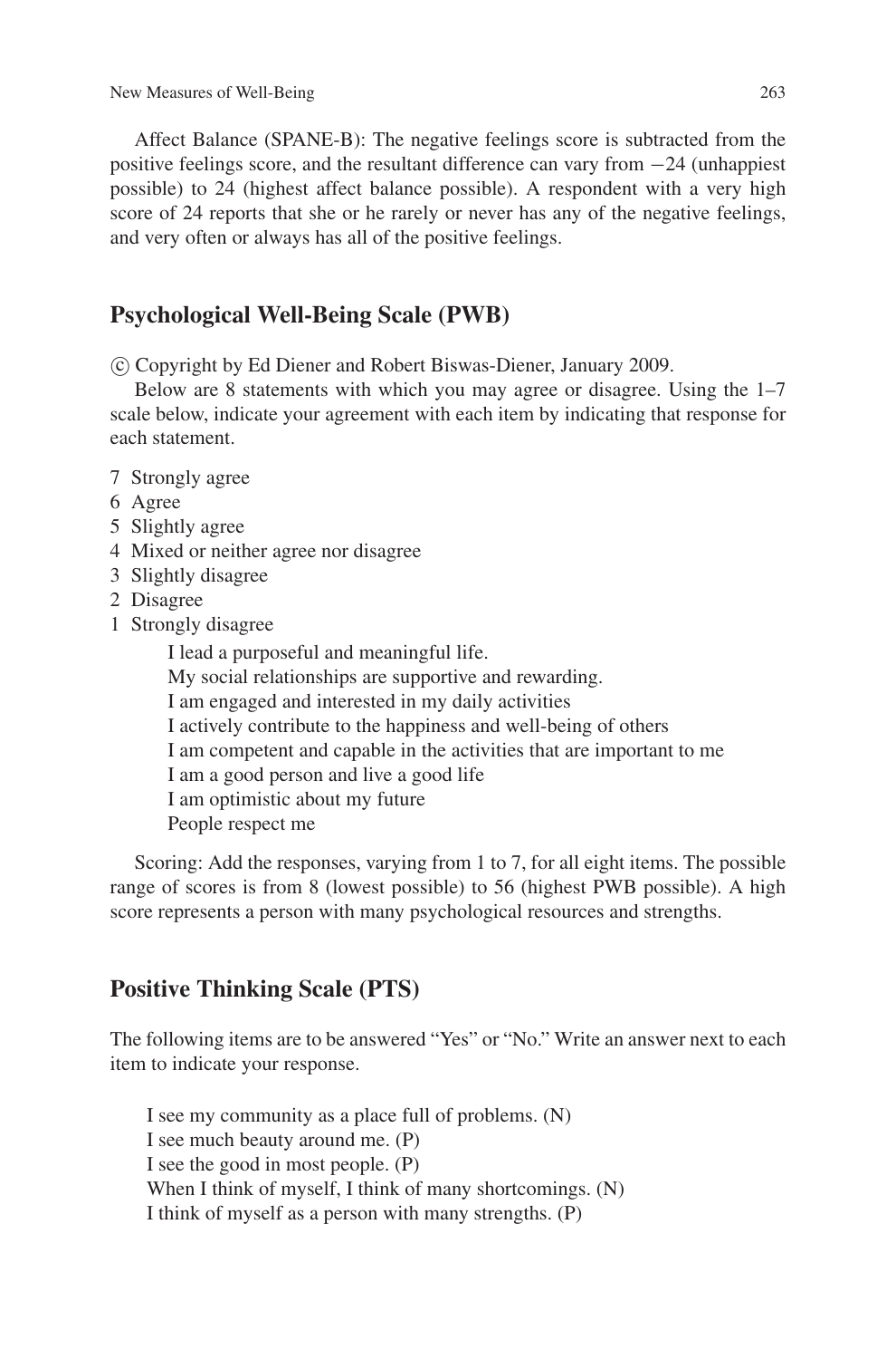Affect Balance (SPANE-B): The negative feelings score is subtracted from the positive feelings score, and the resultant difference can vary from −24 (unhappiest possible) to 24 (highest affect balance possible). A respondent with a very high score of 24 reports that she or he rarely or never has any of the negative feelings, and very often or always has all of the positive feelings.

## Psychological Well-Being Scale (PWB)

© Copyright by Ed Diener and Robert Biswas-Diener, January 2009.

Below are 8 statements with which you may agree or disagree. Using the 1–7 scale below, indicate your agreement with each item by indicating that response for each statement.

7 Strongly agree
6 Agree
5 Slightly agree
4 Mixed or neither agree nor disagree
3 Slightly disagree
2 Disagree
1 Strongly disagree

I lead a purposeful and meaningful life.
My social relationships are supportive and rewarding.
I am engaged and interested in my daily activities
I actively contribute to the happiness and well-being of others
I am competent and capable in the activities that are important to me
I am a good person and live a good life
I am optimistic about my future
People respect me

Scoring: Add the responses, varying from 1 to 7, for all eight items. The possible range of scores is from 8 (lowest possible) to 56 (highest PWB possible). A high score represents a person with many psychological resources and strengths.

## Positive Thinking Scale (PTS)

The following items are to be answered "Yes" or "No." Write an answer next to each item to indicate your response.

I see my community as a place full of problems. (N)
I see much beauty around me. (P)
I see the good in most people. (P)
When I think of myself, I think of many shortcomings. (N)
I think of myself as a person with many strengths. (P)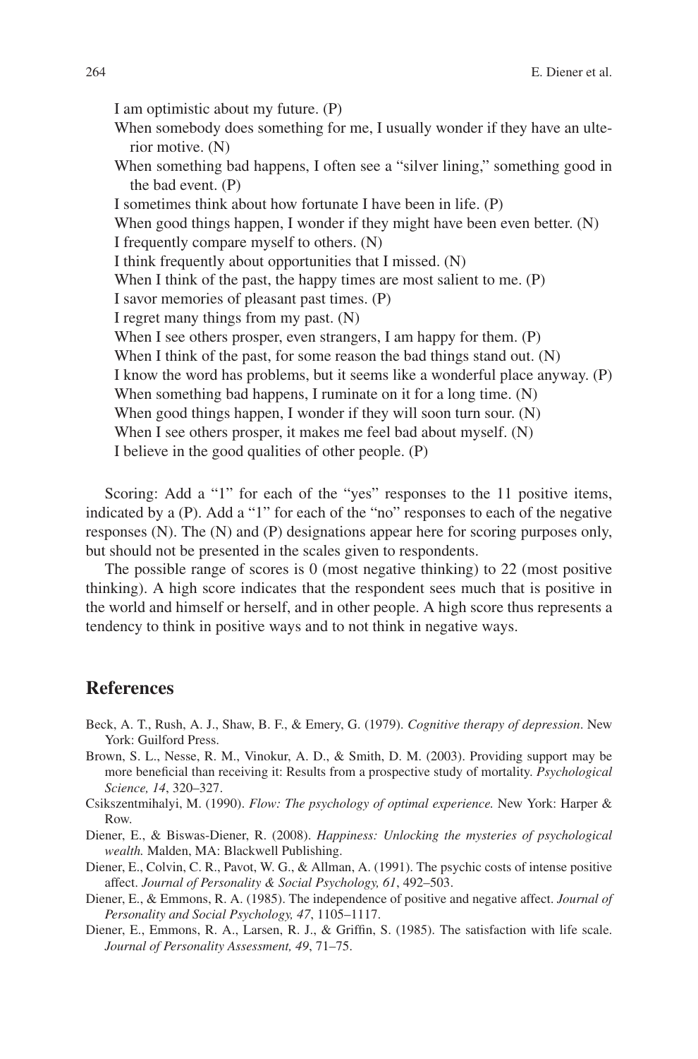I am optimistic about my future. (P)

When somebody does something for me, I usually wonder if they have an ulterior motive. (N)

When something bad happens, I often see a "silver lining," something good in the bad event. (P)

I sometimes think about how fortunate I have been in life. (P)

When good things happen, I wonder if they might have been even better. (N)

I frequently compare myself to others. (N)

I think frequently about opportunities that I missed. (N)

When I think of the past, the happy times are most salient to me. (P)

I savor memories of pleasant past times. (P)

I regret many things from my past. (N)

When I see others prosper, even strangers, I am happy for them. (P)

When I think of the past, for some reason the bad things stand out. (N)

I know the word has problems, but it seems like a wonderful place anyway. (P)

When something bad happens, I ruminate on it for a long time. (N)

When good things happen, I wonder if they will soon turn sour. (N)

When I see others prosper, it makes me feel bad about myself. (N)

I believe in the good qualities of other people. (P)

Scoring: Add a "1" for each of the "yes" responses to the 11 positive items, indicated by a (P). Add a "1" for each of the "no" responses to each of the negative responses (N). The (N) and (P) designations appear here for scoring purposes only, but should not be presented in the scales given to respondents.

The possible range of scores is 0 (most negative thinking) to 22 (most positive thinking). A high score indicates that the respondent sees much that is positive in the world and himself or herself, and in other people. A high score thus represents a tendency to think in positive ways and to not think in negative ways.

## References

Beck, A. T., Rush, A. J., Shaw, B. F., & Emery, G. (1979). *Cognitive therapy of depression*. New York: Guilford Press.

Brown, S. L., Nesse, R. M., Vinokur, A. D., & Smith, D. M. (2003). Providing support may be more beneficial than receiving it: Results from a prospective study of mortality. *Psychological Science, 14*, 320–327.

Csikszentmihalyi, M. (1990). *Flow: The psychology of optimal experience.* New York: Harper & Row.

Diener, E., & Biswas-Diener, R. (2008). *Happiness: Unlocking the mysteries of psychological wealth.* Malden, MA: Blackwell Publishing.

Diener, E., Colvin, C. R., Pavot, W. G., & Allman, A. (1991). The psychic costs of intense positive affect. *Journal of Personality & Social Psychology, 61*, 492–503.

Diener, E., & Emmons, R. A. (1985). The independence of positive and negative affect. *Journal of Personality and Social Psychology, 47*, 1105–1117.

Diener, E., Emmons, R. A., Larsen, R. J., & Griffin, S. (1985). The satisfaction with life scale. *Journal of Personality Assessment, 49*, 71–75.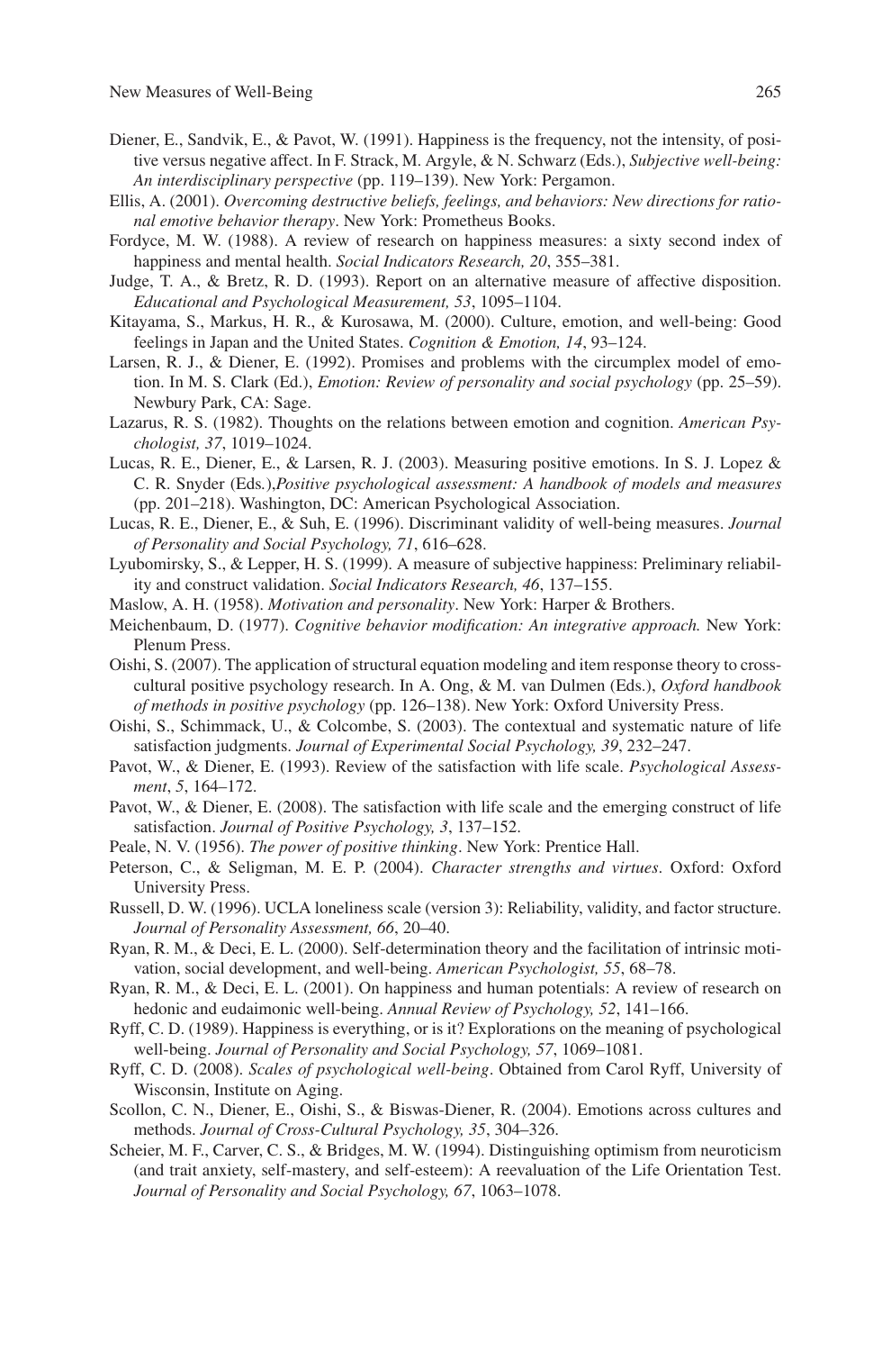Diener, E., Sandvik, E., & Pavot, W. (1991). Happiness is the frequency, not the intensity, of positive versus negative affect. In F. Strack, M. Argyle, & N. Schwarz (Eds.), *Subjective well-being: An interdisciplinary perspective* (pp. 119–139). New York: Pergamon.

Ellis, A. (2001). *Overcoming destructive beliefs, feelings, and behaviors: New directions for rational emotive behavior therapy*. New York: Prometheus Books.

Fordyce, M. W. (1988). A review of research on happiness measures: a sixty second index of happiness and mental health. *Social Indicators Research, 20*, 355–381.

Judge, T. A., & Bretz, R. D. (1993). Report on an alternative measure of affective disposition. *Educational and Psychological Measurement, 53*, 1095–1104.

Kitayama, S., Markus, H. R., & Kurosawa, M. (2000). Culture, emotion, and well-being: Good feelings in Japan and the United States. *Cognition & Emotion, 14*, 93–124.

Larsen, R. J., & Diener, E. (1992). Promises and problems with the circumplex model of emotion. In M. S. Clark (Ed.), *Emotion: Review of personality and social psychology* (pp. 25–59). Newbury Park, CA: Sage.

Lazarus, R. S. (1982). Thoughts on the relations between emotion and cognition. *American Psychologist, 37*, 1019–1024.

Lucas, R. E., Diener, E., & Larsen, R. J. (2003). Measuring positive emotions. In S. J. Lopez & C. R. Snyder (Eds.),*Positive psychological assessment: A handbook of models and measures* (pp. 201–218). Washington, DC: American Psychological Association.

Lucas, R. E., Diener, E., & Suh, E. (1996). Discriminant validity of well-being measures. *Journal of Personality and Social Psychology, 71*, 616–628.

Lyubomirsky, S., & Lepper, H. S. (1999). A measure of subjective happiness: Preliminary reliability and construct validation. *Social Indicators Research, 46*, 137–155.

Maslow, A. H. (1958). *Motivation and personality*. New York: Harper & Brothers.

Meichenbaum, D. (1977). *Cognitive behavior modification: An integrative approach.* New York: Plenum Press.

Oishi, S. (2007). The application of structural equation modeling and item response theory to cross-cultural positive psychology research. In A. Ong, & M. van Dulmen (Eds.), *Oxford handbook of methods in positive psychology* (pp. 126–138). New York: Oxford University Press.

Oishi, S., Schimmack, U., & Colcombe, S. (2003). The contextual and systematic nature of life satisfaction judgments. *Journal of Experimental Social Psychology, 39*, 232–247.

Pavot, W., & Diener, E. (1993). Review of the satisfaction with life scale. *Psychological Assessment*, *5*, 164–172.

Pavot, W., & Diener, E. (2008). The satisfaction with life scale and the emerging construct of life satisfaction. *Journal of Positive Psychology, 3*, 137–152.

Peale, N. V. (1956). *The power of positive thinking*. New York: Prentice Hall.

Peterson, C., & Seligman, M. E. P. (2004). *Character strengths and virtues*. Oxford: Oxford University Press.

Russell, D. W. (1996). UCLA loneliness scale (version 3): Reliability, validity, and factor structure. *Journal of Personality Assessment, 66*, 20–40.

Ryan, R. M., & Deci, E. L. (2000). Self-determination theory and the facilitation of intrinsic motivation, social development, and well-being. *American Psychologist, 55*, 68–78.

Ryan, R. M., & Deci, E. L. (2001). On happiness and human potentials: A review of research on hedonic and eudaimonic well-being. *Annual Review of Psychology, 52*, 141–166.

Ryff, C. D. (1989). Happiness is everything, or is it? Explorations on the meaning of psychological well-being. *Journal of Personality and Social Psychology, 57*, 1069–1081.

Ryff, C. D. (2008). *Scales of psychological well-being*. Obtained from Carol Ryff, University of Wisconsin, Institute on Aging.

Scollon, C. N., Diener, E., Oishi, S., & Biswas-Diener, R. (2004). Emotions across cultures and methods. *Journal of Cross-Cultural Psychology, 35*, 304–326.

Scheier, M. F., Carver, C. S., & Bridges, M. W. (1994). Distinguishing optimism from neuroticism (and trait anxiety, self-mastery, and self-esteem): A reevaluation of the Life Orientation Test. *Journal of Personality and Social Psychology, 67*, 1063–1078.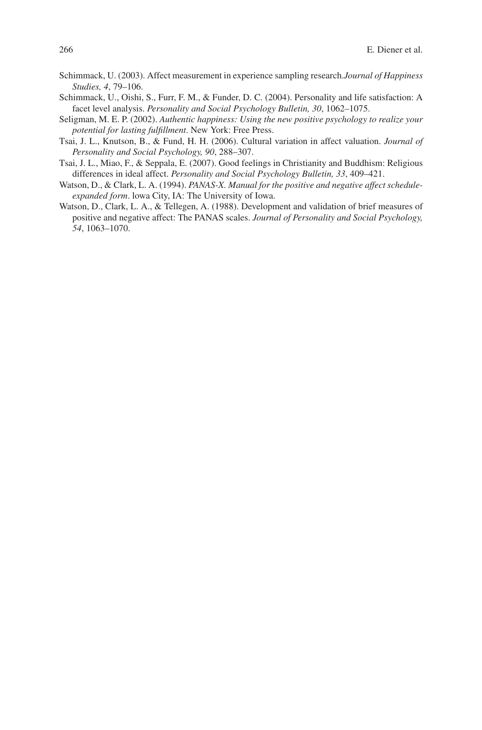Schimmack, U. (2003). Affect measurement in experience sampling research.*Journal of Happiness Studies, 4*, 79–106.

Schimmack, U., Oishi, S., Furr, F. M., & Funder, D. C. (2004). Personality and life satisfaction: A facet level analysis. *Personality and Social Psychology Bulletin, 30*, 1062–1075.

Seligman, M. E. P. (2002). *Authentic happiness: Using the new positive psychology to realize your potential for lasting fulfillment*. New York: Free Press.

Tsai, J. L., Knutson, B., & Fund, H. H. (2006). Cultural variation in affect valuation. *Journal of Personality and Social Psychology, 90*, 288–307.

Tsai, J. L., Miao, F., & Seppala, E. (2007). Good feelings in Christianity and Buddhism: Religious differences in ideal affect. *Personality and Social Psychology Bulletin, 33*, 409–421.

Watson, D., & Clark, L. A. (1994). *PANAS-X. Manual for the positive and negative affect schedule-expanded form*. lowa City, IA: The University of Iowa.

Watson, D., Clark, L. A., & Tellegen, A. (1988). Development and validation of brief measures of positive and negative affect: The PANAS scales. *Journal of Personality and Social Psychology, 54*, 1063–1070.